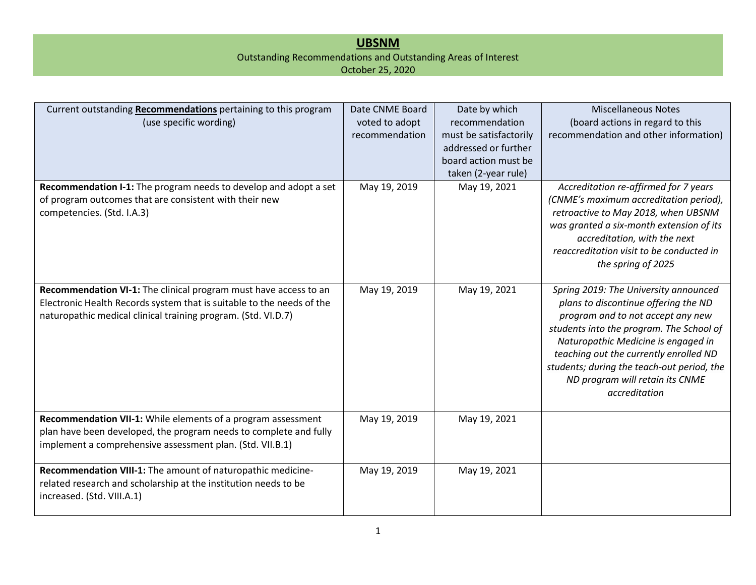# UBSNM

Outstanding Recommendations and Outstanding Areas of Interest

October 25, 2020

| Current outstanding **Recommendations** pertaining to this program (use specific wording) | Date CNME Board voted to adopt recommendation | Date by which recommendation must be satisfactorily addressed or further board action must be taken (2-year rule) | Miscellaneous Notes (board actions in regard to this recommendation and other information) |
|---|---|---|---|
| **Recommendation I-1:** The program needs to develop and adopt a set of program outcomes that are consistent with their new competencies. (Std. I.A.3) | May 19, 2019 | May 19, 2021 | *Accreditation re-affirmed for 7 years (CNME's maximum accreditation period), retroactive to May 2018, when UBSNM was granted a six-month extension of its accreditation, with the next reaccreditation visit to be conducted in the spring of 2025* |
| **Recommendation VI-1:** The clinical program must have access to an Electronic Health Records system that is suitable to the needs of the naturopathic medical clinical training program. (Std. VI.D.7) | May 19, 2019 | May 19, 2021 | *Spring 2019: The University announced plans to discontinue offering the ND program and to not accept any new students into the program. The School of Naturopathic Medicine is engaged in teaching out the currently enrolled ND students; during the teach-out period, the ND program will retain its CNME accreditation* |
| **Recommendation VII-1:** While elements of a program assessment plan have been developed, the program needs to complete and fully implement a comprehensive assessment plan. (Std. VII.B.1) | May 19, 2019 | May 19, 2021 | |
| **Recommendation VIII-1:** The amount of naturopathic medicine-related research and scholarship at the institution needs to be increased. (Std. VIII.A.1) | May 19, 2019 | May 19, 2021 | |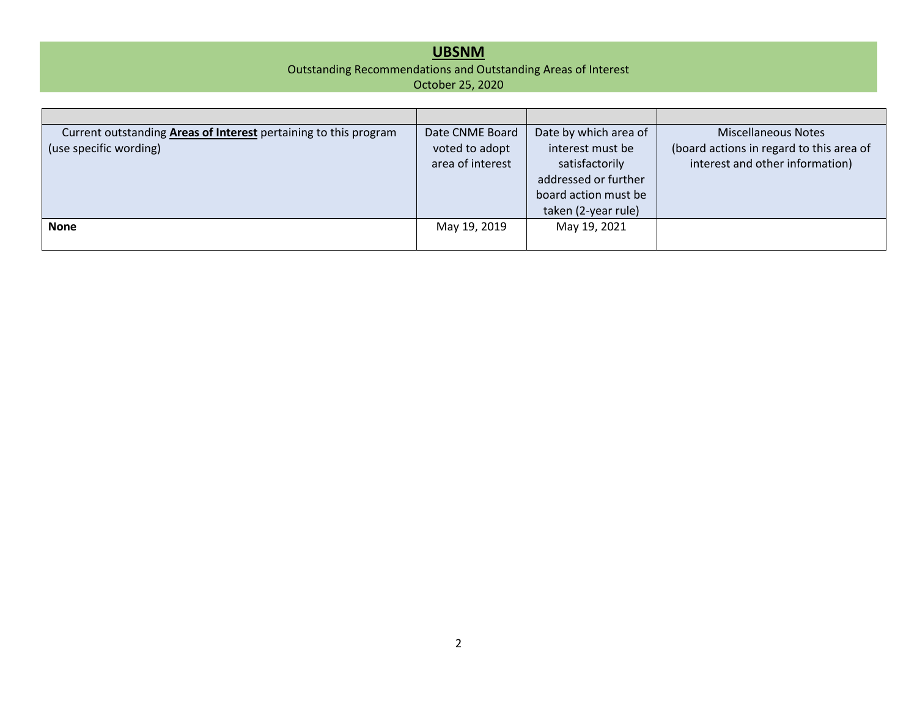**UBSNM**

Outstanding Recommendations and Outstanding Areas of Interest

October 25, 2020

| | | | |
|---|---|---|---|
| Current outstanding **Areas of Interest** pertaining to this program (use specific wording) | Date CNME Board voted to adopt area of interest | Date by which area of interest must be satisfactorily addressed or further board action must be taken (2-year rule) | Miscellaneous Notes (board actions in regard to this area of interest and other information) |
| **None** | May 19, 2019 | May 19, 2021 | |